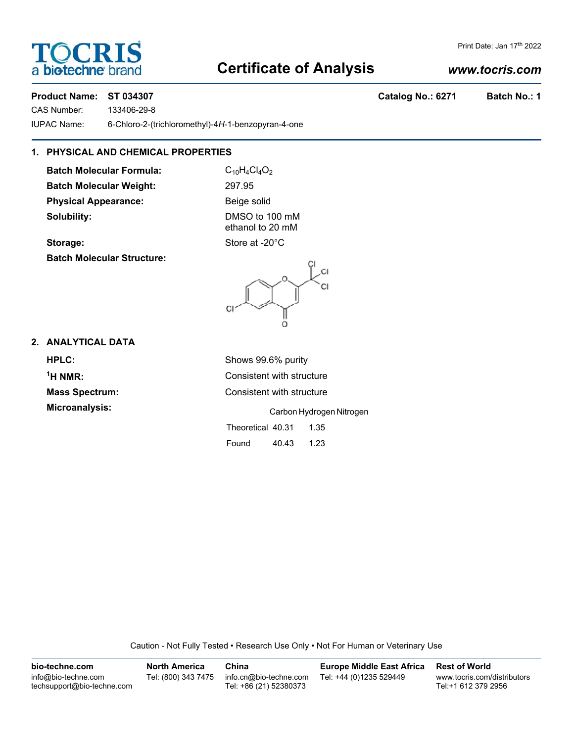# TOCRIS a biotechne brand

Print Date: Jan 17th 2022

# Certificate of Analysis

*www.tocris.com*

**Product Name: ST 034307** **Catalog No.: 6271** **Batch No.: 1**

CAS Number: 133406-29-8

IUPAC Name: 6-Chloro-2-(trichloromethyl)-4*H*-1-benzopyran-4-one

## 1. PHYSICAL AND CHEMICAL PROPERTIES

**Batch Molecular Formula:** $C_{10}H_4Cl_4O_2$

**Batch Molecular Weight:** 297.95

**Physical Appearance:** Beige solid

**Solubility:** DMSO to 100 mM
ethanol to 20 mM

**Storage:** Store at -20°C

**Batch Molecular Structure:**

## 2. ANALYTICAL DATA

**HPLC:** Shows 99.6% purity

**$^1$H NMR:** Consistent with structure

**Mass Spectrum:** Consistent with structure

**Microanalysis:**

| | Carbon | Hydrogen | Nitrogen |
|---|---|---|---|
| Theoretical | 40.31 | 1.35 | |
| Found | 40.43 | 1.23 | |

Caution - Not Fully Tested • Research Use Only • Not For Human or Veterinary Use

**bio-techne.com**
info@bio-techne.com
techsupport@bio-techne.com

**North America**
Tel: (800) 343 7475

**China**
info.cn@bio-techne.com
Tel: +86 (21) 52380373

**Europe Middle East Africa**
Tel: +44 (0)1235 529449

**Rest of World**
www.tocris.com/distributors
Tel:+1 612 379 2956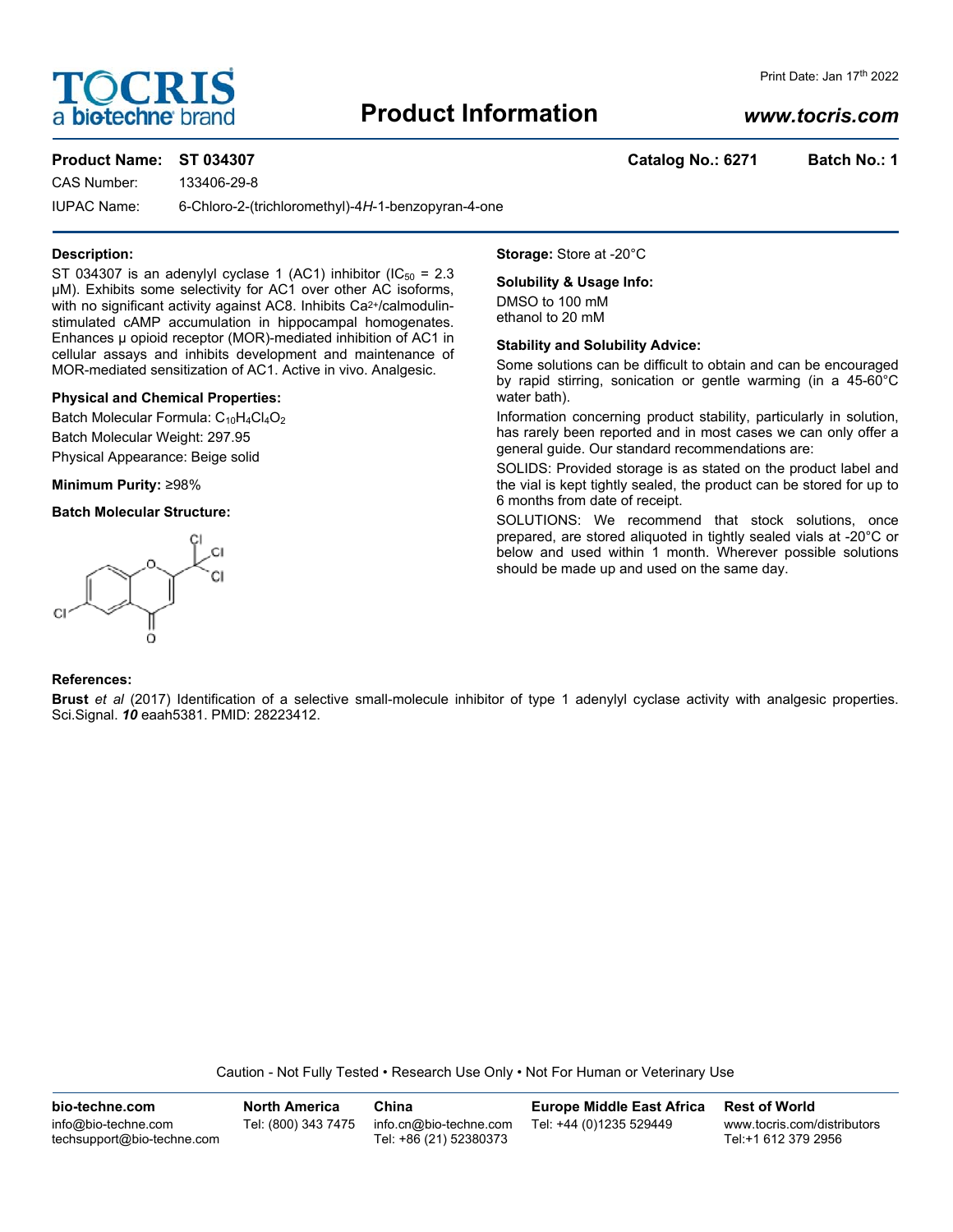# TOCRIS
a biotechne brand

Print Date: Jan 17th 2022

## Product Information

*www.tocris.com*

**Product Name: ST 034307** **Catalog No.: 6271** **Batch No.: 1**

CAS Number: 133406-29-8

IUPAC Name: 6-Chloro-2-(trichloromethyl)-4*H*-1-benzopyran-4-one

### Description:

ST 034307 is an adenylyl cyclase 1 (AC1) inhibitor ($IC_{50}$ = 2.3 μM). Exhibits some selectivity for AC1 over other AC isoforms, with no significant activity against AC8. Inhibits $Ca^{2+}$/calmodulin-stimulated cAMP accumulation in hippocampal homogenates. Enhances μ opioid receptor (MOR)-mediated inhibition of AC1 in cellular assays and inhibits development and maintenance of MOR-mediated sensitization of AC1. Active in vivo. Analgesic.

### Physical and Chemical Properties:

Batch Molecular Formula: $C_{10}H_4Cl_4O_2$

Batch Molecular Weight: 297.95

Physical Appearance: Beige solid

**Minimum Purity:** ≥98%

### Batch Molecular Structure:

### Storage:

Store at -20°C

### Solubility & Usage Info:

DMSO to 100 mM

ethanol to 20 mM

### Stability and Solubility Advice:

Some solutions can be difficult to obtain and can be encouraged by rapid stirring, sonication or gentle warming (in a 45-60°C water bath).

Information concerning product stability, particularly in solution, has rarely been reported and in most cases we can only offer a general guide. Our standard recommendations are:

SOLIDS: Provided storage is as stated on the product label and the vial is kept tightly sealed, the product can be stored for up to 6 months from date of receipt.

SOLUTIONS: We recommend that stock solutions, once prepared, are stored aliquoted in tightly sealed vials at -20°C or below and used within 1 month. Wherever possible solutions should be made up and used on the same day.

### References:

**Brust** *et al* (2017) Identification of a selective small-molecule inhibitor of type 1 adenylyl cyclase activity with analgesic properties. Sci.Signal. ***10*** eaah5381. PMID: 28223412.

Caution - Not Fully Tested • Research Use Only • Not For Human or Veterinary Use

**bio-techne.com**
info@bio-techne.com
techsupport@bio-techne.com

**North America**
Tel: (800) 343 7475

**China**
info.cn@bio-techne.com
Tel: +86 (21) 52380373

**Europe Middle East Africa**
Tel: +44 (0)1235 529449

**Rest of World**
www.tocris.com/distributors
Tel:+1 612 379 2956